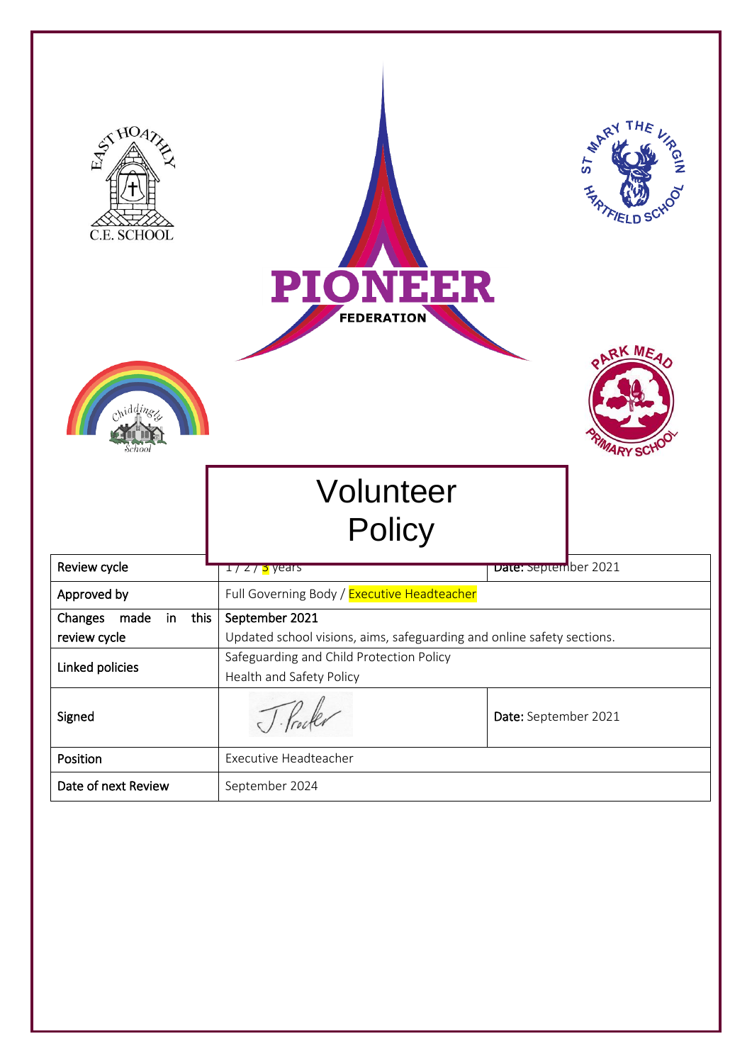EAST HOATHLY C.E. SCHOOL

PIONEER FEDERATION

ST MARY THE VIRGIN HARTFIELD SCHOOL

Chiddingly School

PARK MEAD PRIMARY SCHOOL

# Volunteer Policy

| Review cycle | 1 / 2 / 3 years | Date: September 2021 |
|---|---|---|
| Approved by | Full Governing Body / Executive Headteacher | |
| Changes made in this review cycle | September 2021<br>Updated school visions, aims, safeguarding and online safety sections. | |
| Linked policies | Safeguarding and Child Protection Policy<br>Health and Safety Policy | |
| Signed | J. Procter | Date: September 2021 |
| Position | Executive Headteacher | |
| Date of next Review | September 2024 | |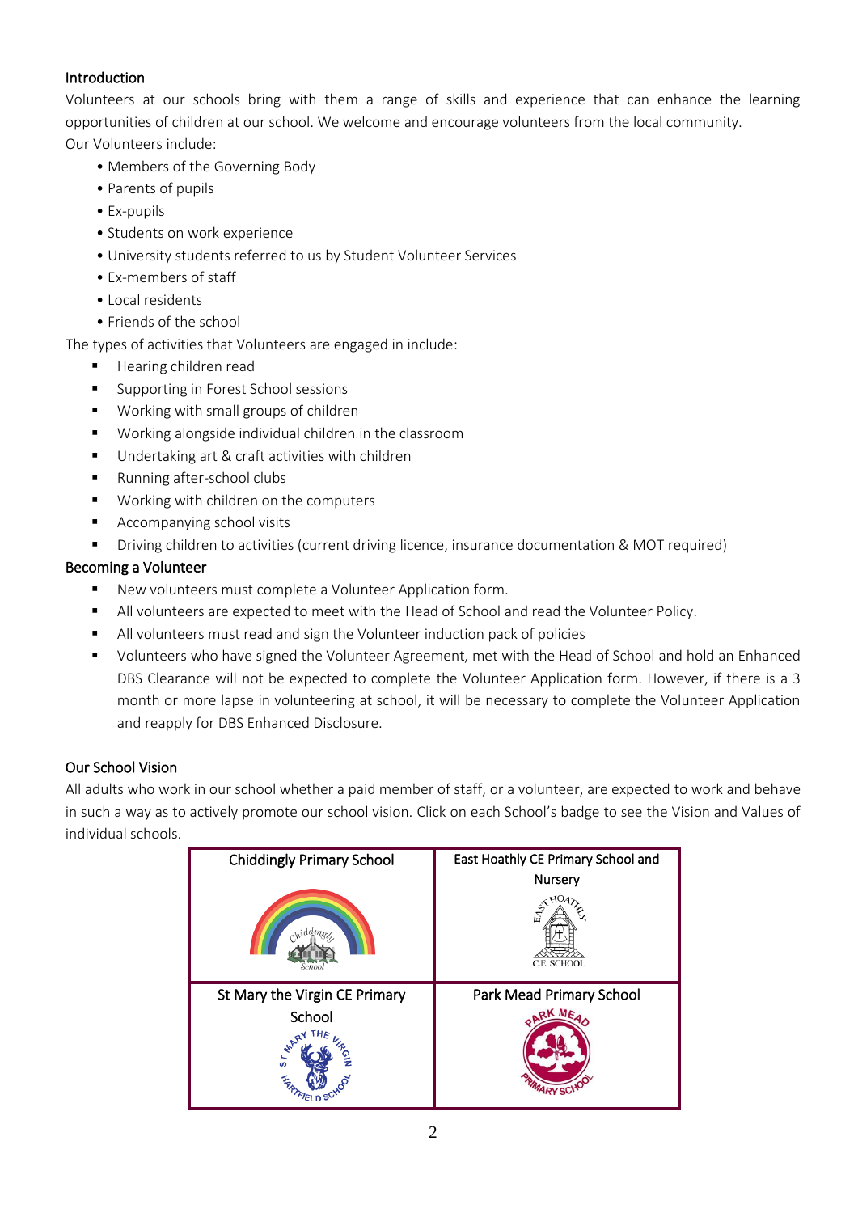## Introduction

Volunteers at our schools bring with them a range of skills and experience that can enhance the learning opportunities of children at our school. We welcome and encourage volunteers from the local community.

Our Volunteers include:

- Members of the Governing Body
- Parents of pupils
- Ex-pupils
- Students on work experience
- University students referred to us by Student Volunteer Services
- Ex-members of staff
- Local residents
- Friends of the school

The types of activities that Volunteers are engaged in include:

- Hearing children read
- Supporting in Forest School sessions
- Working with small groups of children
- Working alongside individual children in the classroom
- Undertaking art & craft activities with children
- Running after-school clubs
- Working with children on the computers
- Accompanying school visits
- Driving children to activities (current driving licence, insurance documentation & MOT required)

## Becoming a Volunteer

- New volunteers must complete a Volunteer Application form.
- All volunteers are expected to meet with the Head of School and read the Volunteer Policy.
- All volunteers must read and sign the Volunteer induction pack of policies
- Volunteers who have signed the Volunteer Agreement, met with the Head of School and hold an Enhanced DBS Clearance will not be expected to complete the Volunteer Application form. However, if there is a 3 month or more lapse in volunteering at school, it will be necessary to complete the Volunteer Application and reapply for DBS Enhanced Disclosure.

## Our School Vision

All adults who work in our school whether a paid member of staff, or a volunteer, are expected to work and behave in such a way as to actively promote our school vision. Click on each School's badge to see the Vision and Values of individual schools.

| Chiddingly Primary School | East Hoathly CE Primary School and Nursery |
| --- | --- |
| St Mary the Virgin CE Primary School | Park Mead Primary School |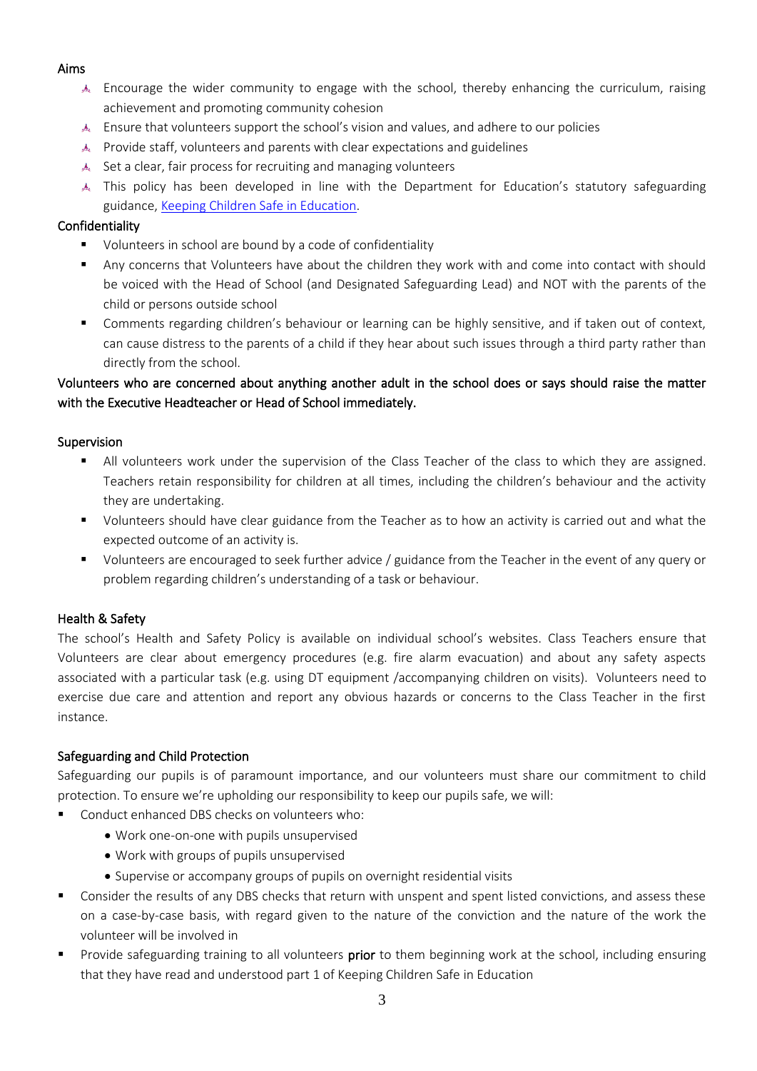## Aims

- Encourage the wider community to engage with the school, thereby enhancing the curriculum, raising achievement and promoting community cohesion
- Ensure that volunteers support the school's vision and values, and adhere to our policies
- Provide staff, volunteers and parents with clear expectations and guidelines
- Set a clear, fair process for recruiting and managing volunteers
- This policy has been developed in line with the Department for Education's statutory safeguarding guidance, [Keeping Children Safe in Education](Keeping Children Safe in Education).

## Confidentiality

- Volunteers in school are bound by a code of confidentiality
- Any concerns that Volunteers have about the children they work with and come into contact with should be voiced with the Head of School (and Designated Safeguarding Lead) and NOT with the parents of the child or persons outside school
- Comments regarding children's behaviour or learning can be highly sensitive, and if taken out of context, can cause distress to the parents of a child if they hear about such issues through a third party rather than directly from the school.

Volunteers who are concerned about anything another adult in the school does or says should raise the matter with the Executive Headteacher or Head of School immediately.

## Supervision

- All volunteers work under the supervision of the Class Teacher of the class to which they are assigned. Teachers retain responsibility for children at all times, including the children's behaviour and the activity they are undertaking.
- Volunteers should have clear guidance from the Teacher as to how an activity is carried out and what the expected outcome of an activity is.
- Volunteers are encouraged to seek further advice / guidance from the Teacher in the event of any query or problem regarding children's understanding of a task or behaviour.

## Health & Safety

The school's Health and Safety Policy is available on individual school's websites. Class Teachers ensure that Volunteers are clear about emergency procedures (e.g. fire alarm evacuation) and about any safety aspects associated with a particular task (e.g. using DT equipment /accompanying children on visits). Volunteers need to exercise due care and attention and report any obvious hazards or concerns to the Class Teacher in the first instance.

## Safeguarding and Child Protection

Safeguarding our pupils is of paramount importance, and our volunteers must share our commitment to child protection. To ensure we're upholding our responsibility to keep our pupils safe, we will:

- Conduct enhanced DBS checks on volunteers who:
  - Work one-on-one with pupils unsupervised
  - Work with groups of pupils unsupervised
  - Supervise or accompany groups of pupils on overnight residential visits
- Consider the results of any DBS checks that return with unspent and spent listed convictions, and assess these on a case-by-case basis, with regard given to the nature of the conviction and the nature of the work the volunteer will be involved in
- Provide safeguarding training to all volunteers **prior** to them beginning work at the school, including ensuring that they have read and understood part 1 of Keeping Children Safe in Education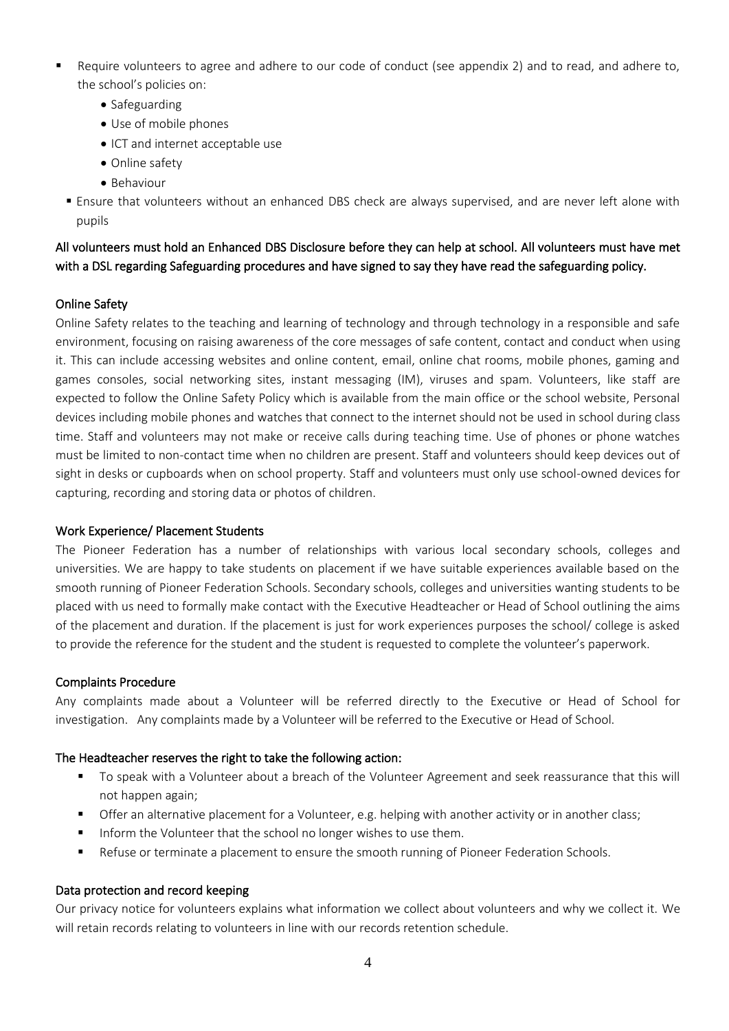- Require volunteers to agree and adhere to our code of conduct (see appendix 2) and to read, and adhere to, the school's policies on:
  - Safeguarding
  - Use of mobile phones
  - ICT and internet acceptable use
  - Online safety
  - Behaviour
- Ensure that volunteers without an enhanced DBS check are always supervised, and are never left alone with pupils

**All volunteers must hold an Enhanced DBS Disclosure before they can help at school. All volunteers must have met with a DSL regarding Safeguarding procedures and have signed to say they have read the safeguarding policy.**

### Online Safety

Online Safety relates to the teaching and learning of technology and through technology in a responsible and safe environment, focusing on raising awareness of the core messages of safe content, contact and conduct when using it. This can include accessing websites and online content, email, online chat rooms, mobile phones, gaming and games consoles, social networking sites, instant messaging (IM), viruses and spam. Volunteers, like staff are expected to follow the Online Safety Policy which is available from the main office or the school website, Personal devices including mobile phones and watches that connect to the internet should not be used in school during class time. Staff and volunteers may not make or receive calls during teaching time. Use of phones or phone watches must be limited to non-contact time when no children are present. Staff and volunteers should keep devices out of sight in desks or cupboards when on school property. Staff and volunteers must only use school-owned devices for capturing, recording and storing data or photos of children.

### Work Experience/ Placement Students

The Pioneer Federation has a number of relationships with various local secondary schools, colleges and universities. We are happy to take students on placement if we have suitable experiences available based on the smooth running of Pioneer Federation Schools. Secondary schools, colleges and universities wanting students to be placed with us need to formally make contact with the Executive Headteacher or Head of School outlining the aims of the placement and duration. If the placement is just for work experiences purposes the school/ college is asked to provide the reference for the student and the student is requested to complete the volunteer's paperwork.

### Complaints Procedure

Any complaints made about a Volunteer will be referred directly to the Executive or Head of School for investigation. Any complaints made by a Volunteer will be referred to the Executive or Head of School.

### The Headteacher reserves the right to take the following action:

- To speak with a Volunteer about a breach of the Volunteer Agreement and seek reassurance that this will not happen again;
- Offer an alternative placement for a Volunteer, e.g. helping with another activity or in another class;
- Inform the Volunteer that the school no longer wishes to use them.
- Refuse or terminate a placement to ensure the smooth running of Pioneer Federation Schools.

### Data protection and record keeping

Our privacy notice for volunteers explains what information we collect about volunteers and why we collect it. We will retain records relating to volunteers in line with our records retention schedule.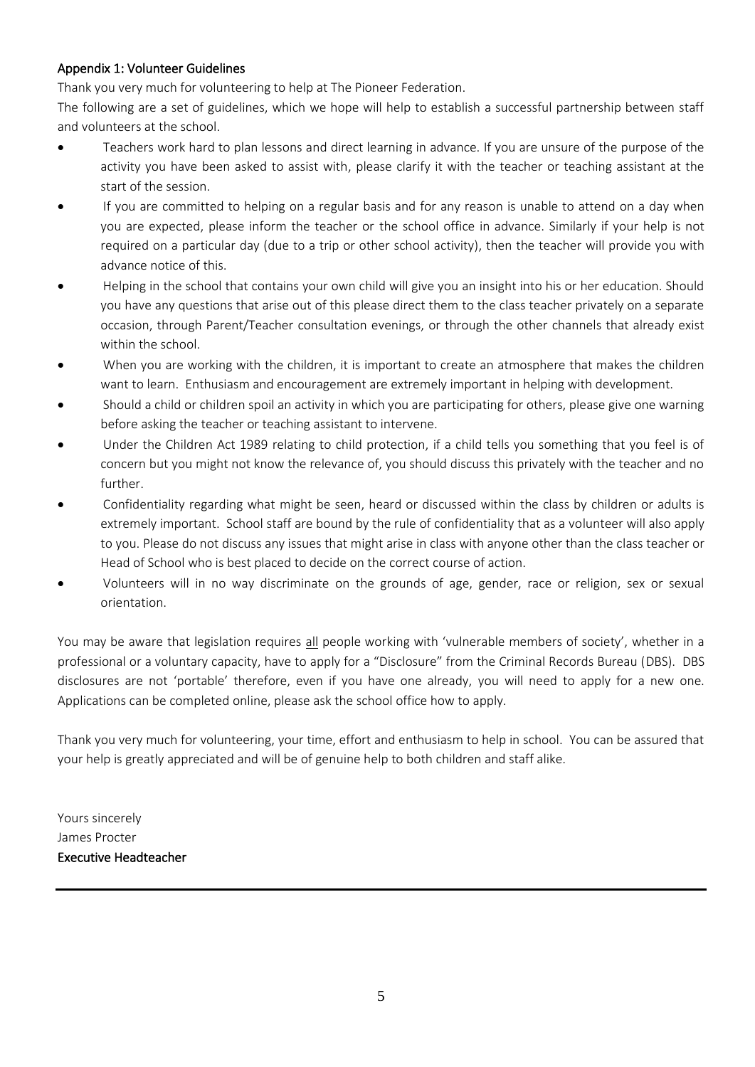## Appendix 1: Volunteer Guidelines

Thank you very much for volunteering to help at The Pioneer Federation.

The following are a set of guidelines, which we hope will help to establish a successful partnership between staff and volunteers at the school.

- Teachers work hard to plan lessons and direct learning in advance. If you are unsure of the purpose of the activity you have been asked to assist with, please clarify it with the teacher or teaching assistant at the start of the session.
- If you are committed to helping on a regular basis and for any reason is unable to attend on a day when you are expected, please inform the teacher or the school office in advance. Similarly if your help is not required on a particular day (due to a trip or other school activity), then the teacher will provide you with advance notice of this.
- Helping in the school that contains your own child will give you an insight into his or her education. Should you have any questions that arise out of this please direct them to the class teacher privately on a separate occasion, through Parent/Teacher consultation evenings, or through the other channels that already exist within the school.
- When you are working with the children, it is important to create an atmosphere that makes the children want to learn. Enthusiasm and encouragement are extremely important in helping with development.
- Should a child or children spoil an activity in which you are participating for others, please give one warning before asking the teacher or teaching assistant to intervene.
- Under the Children Act 1989 relating to child protection, if a child tells you something that you feel is of concern but you might not know the relevance of, you should discuss this privately with the teacher and no further.
- Confidentiality regarding what might be seen, heard or discussed within the class by children or adults is extremely important. School staff are bound by the rule of confidentiality that as a volunteer will also apply to you. Please do not discuss any issues that might arise in class with anyone other than the class teacher or Head of School who is best placed to decide on the correct course of action.
- Volunteers will in no way discriminate on the grounds of age, gender, race or religion, sex or sexual orientation.

You may be aware that legislation requires all people working with 'vulnerable members of society', whether in a professional or a voluntary capacity, have to apply for a "Disclosure" from the Criminal Records Bureau (DBS). DBS disclosures are not 'portable' therefore, even if you have one already, you will need to apply for a new one. Applications can be completed online, please ask the school office how to apply.

Thank you very much for volunteering, your time, effort and enthusiasm to help in school. You can be assured that your help is greatly appreciated and will be of genuine help to both children and staff alike.

Yours sincerely
James Procter
**Executive Headteacher**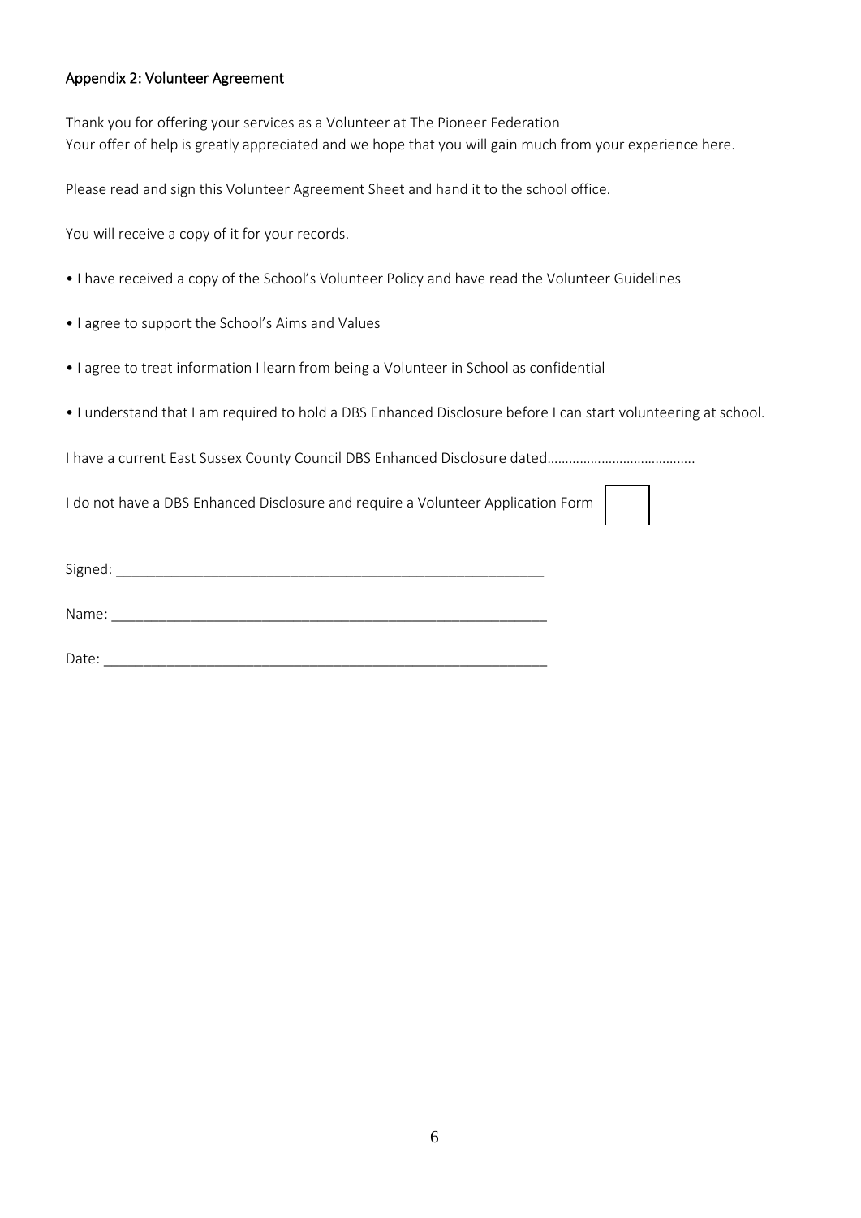## Appendix 2: Volunteer Agreement

Thank you for offering your services as a Volunteer at The Pioneer Federation
Your offer of help is greatly appreciated and we hope that you will gain much from your experience here.

Please read and sign this Volunteer Agreement Sheet and hand it to the school office.

You will receive a copy of it for your records.

- I have received a copy of the School's Volunteer Policy and have read the Volunteer Guidelines
- I agree to support the School's Aims and Values
- I agree to treat information I learn from being a Volunteer in School as confidential
- I understand that I am required to hold a DBS Enhanced Disclosure before I can start volunteering at school.

I have a current East Sussex County Council DBS Enhanced Disclosure dated…………………………………..

I do not have a DBS Enhanced Disclosure and require a Volunteer Application Form ☐

Signed: \_\_\_\_\_\_\_\_\_\_\_\_\_\_\_\_\_\_\_\_\_\_\_\_\_\_\_\_\_\_\_\_\_\_\_\_\_\_\_\_\_\_\_\_\_\_\_\_

Name: \_\_\_\_\_\_\_\_\_\_\_\_\_\_\_\_\_\_\_\_\_\_\_\_\_\_\_\_\_\_\_\_\_\_\_\_\_\_\_\_\_\_\_\_\_\_\_\_

Date: \_\_\_\_\_\_\_\_\_\_\_\_\_\_\_\_\_\_\_\_\_\_\_\_\_\_\_\_\_\_\_\_\_\_\_\_\_\_\_\_\_\_\_\_\_\_\_\_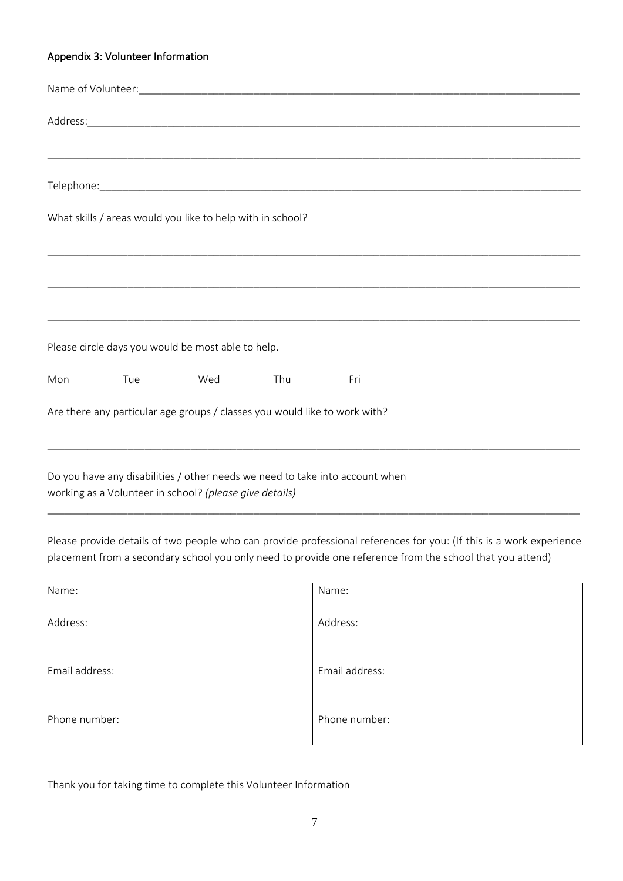### Appendix 3: Volunteer Information

Name of Volunteer:______________________________________________________________________________

Address:_______________________________________________________________________________________

_______________________________________________________________________________________________

Telephone:_____________________________________________________________________________________

What skills / areas would you like to help with in school?

_______________________________________________________________________________________________

_______________________________________________________________________________________________

_______________________________________________________________________________________________

Please circle days you would be most able to help.

Mon Tue Wed Thu Fri

Are there any particular age groups / classes you would like to work with?

_______________________________________________________________________________________________

Do you have any disabilities / other needs we need to take into account when working as a Volunteer in school? *(please give details)*

_______________________________________________________________________________________________

Please provide details of two people who can provide professional references for you: (If this is a work experience placement from a secondary school you only need to provide one reference from the school that you attend)

| Name: | Name: |
|---|---|
| Address: | Address: |
| Email address: | Email address: |
| Phone number: | Phone number: |

Thank you for taking time to complete this Volunteer Information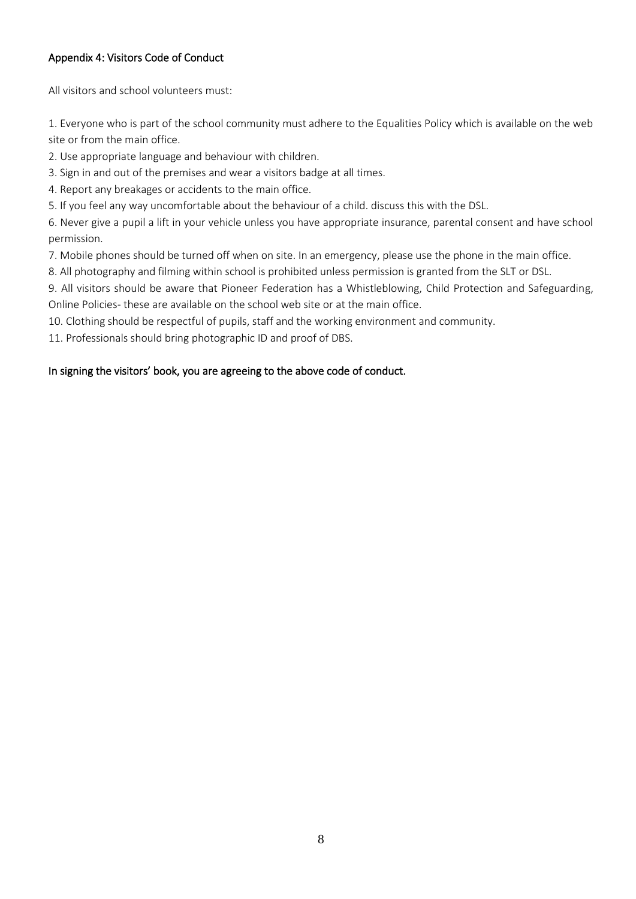## Appendix 4: Visitors Code of Conduct

All visitors and school volunteers must:

1. Everyone who is part of the school community must adhere to the Equalities Policy which is available on the web site or from the main office.
2. Use appropriate language and behaviour with children.
3. Sign in and out of the premises and wear a visitors badge at all times.
4. Report any breakages or accidents to the main office.
5. If you feel any way uncomfortable about the behaviour of a child. discuss this with the DSL.
6. Never give a pupil a lift in your vehicle unless you have appropriate insurance, parental consent and have school permission.
7. Mobile phones should be turned off when on site. In an emergency, please use the phone in the main office.
8. All photography and filming within school is prohibited unless permission is granted from the SLT or DSL.
9. All visitors should be aware that Pioneer Federation has a Whistleblowing, Child Protection and Safeguarding, Online Policies- these are available on the school web site or at the main office.
10. Clothing should be respectful of pupils, staff and the working environment and community.
11. Professionals should bring photographic ID and proof of DBS.

In signing the visitors' book, you are agreeing to the above code of conduct.